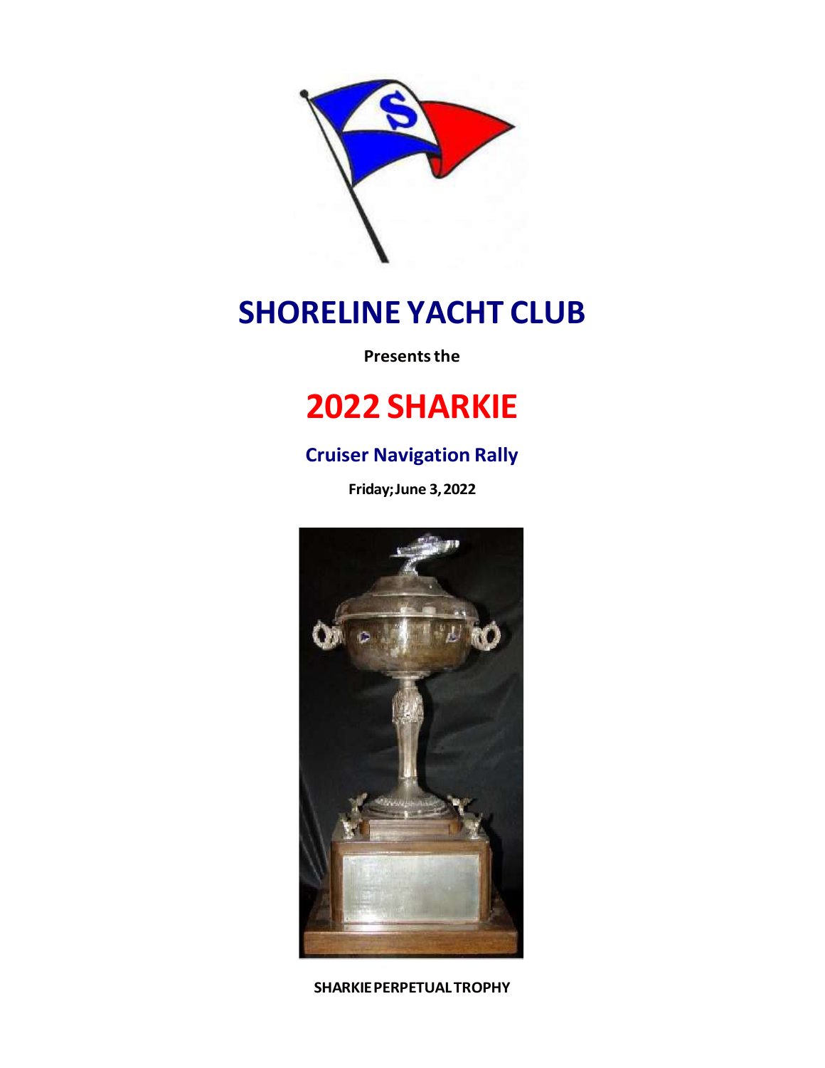# SHORELINE YACHT CLUB

**Presents the**

# 2022 SHARKIE

## Cruiser Navigation Rally

**Friday; June 3, 2022**

**SHARKIE PERPETUAL TROPHY**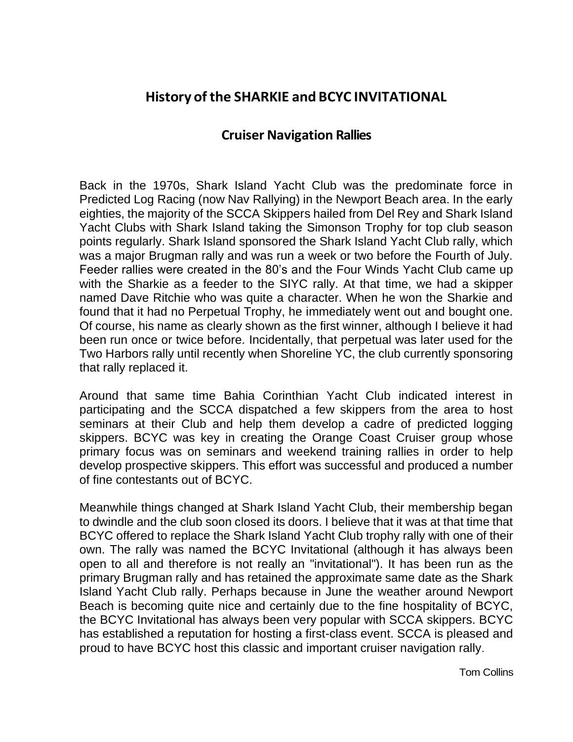## History of the SHARKIE and BCYC INVITATIONAL

### Cruiser Navigation Rallies

Back in the 1970s, Shark Island Yacht Club was the predominate force in Predicted Log Racing (now Nav Rallying) in the Newport Beach area. In the early eighties, the majority of the SCCA Skippers hailed from Del Rey and Shark Island Yacht Clubs with Shark Island taking the Simonson Trophy for top club season points regularly. Shark Island sponsored the Shark Island Yacht Club rally, which was a major Brugman rally and was run a week or two before the Fourth of July. Feeder rallies were created in the 80's and the Four Winds Yacht Club came up with the Sharkie as a feeder to the SIYC rally. At that time, we had a skipper named Dave Ritchie who was quite a character. When he won the Sharkie and found that it had no Perpetual Trophy, he immediately went out and bought one. Of course, his name as clearly shown as the first winner, although I believe it had been run once or twice before. Incidentally, that perpetual was later used for the Two Harbors rally until recently when Shoreline YC, the club currently sponsoring that rally replaced it.

Around that same time Bahia Corinthian Yacht Club indicated interest in participating and the SCCA dispatched a few skippers from the area to host seminars at their Club and help them develop a cadre of predicted logging skippers. BCYC was key in creating the Orange Coast Cruiser group whose primary focus was on seminars and weekend training rallies in order to help develop prospective skippers. This effort was successful and produced a number of fine contestants out of BCYC.

Meanwhile things changed at Shark Island Yacht Club, their membership began to dwindle and the club soon closed its doors. I believe that it was at that time that BCYC offered to replace the Shark Island Yacht Club trophy rally with one of their own. The rally was named the BCYC Invitational (although it has always been open to all and therefore is not really an "invitational"). It has been run as the primary Brugman rally and has retained the approximate same date as the Shark Island Yacht Club rally. Perhaps because in June the weather around Newport Beach is becoming quite nice and certainly due to the fine hospitality of BCYC, the BCYC Invitational has always been very popular with SCCA skippers. BCYC has established a reputation for hosting a first-class event. SCCA is pleased and proud to have BCYC host this classic and important cruiser navigation rally.

Tom Collins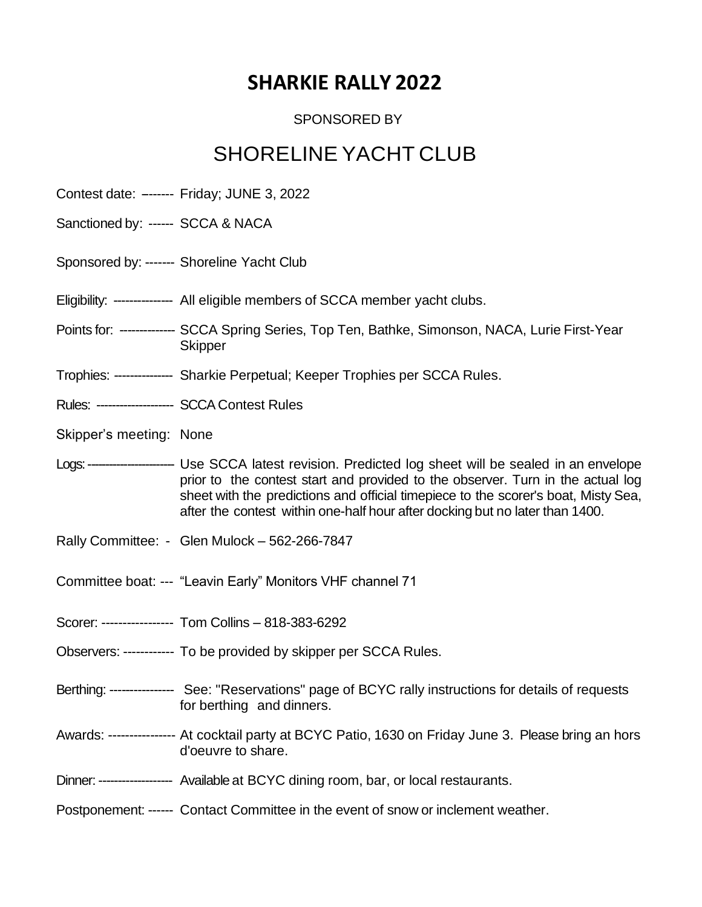# SHARKIE RALLY 2022

SPONSORED BY

## SHORELINE YACHT CLUB

Contest date: –------ Friday; JUNE 3, 2022

Sanctioned by: ------ SCCA & NACA

Sponsored by: ------- Shoreline Yacht Club

Eligibility: -------------- All eligible members of SCCA member yacht clubs.

Points for: ------------- SCCA Spring Series, Top Ten, Bathke, Simonson, NACA, Lurie First-Year Skipper

Trophies: -------------- Sharkie Perpetual; Keeper Trophies per SCCA Rules.

Rules: ------------------- SCCA Contest Rules

Skipper's meeting: None

Logs: ------------------- Use SCCA latest revision. Predicted log sheet will be sealed in an envelope prior to the contest start and provided to the observer. Turn in the actual log sheet with the predictions and official timepiece to the scorer's boat, Misty Sea, after the contest within one-half hour after docking but no later than 1400.

Rally Committee: - Glen Mulock – 562-266-7847

Committee boat: --- "Leavin Early" Monitors VHF channel 71

Scorer: ----------------- Tom Collins – 818-383-6292

Observers: ------------ To be provided by skipper per SCCA Rules.

Berthing: ---------------- See: "Reservations" page of BCYC rally instructions for details of requests for berthing and dinners.

Awards: ---------------- At cocktail party at BCYC Patio, 1630 on Friday June 3. Please bring an hors d'oeuvre to share.

Dinner: ------------------ Available at BCYC dining room, bar, or local restaurants.

Postponement: ------ Contact Committee in the event of snow or inclement weather.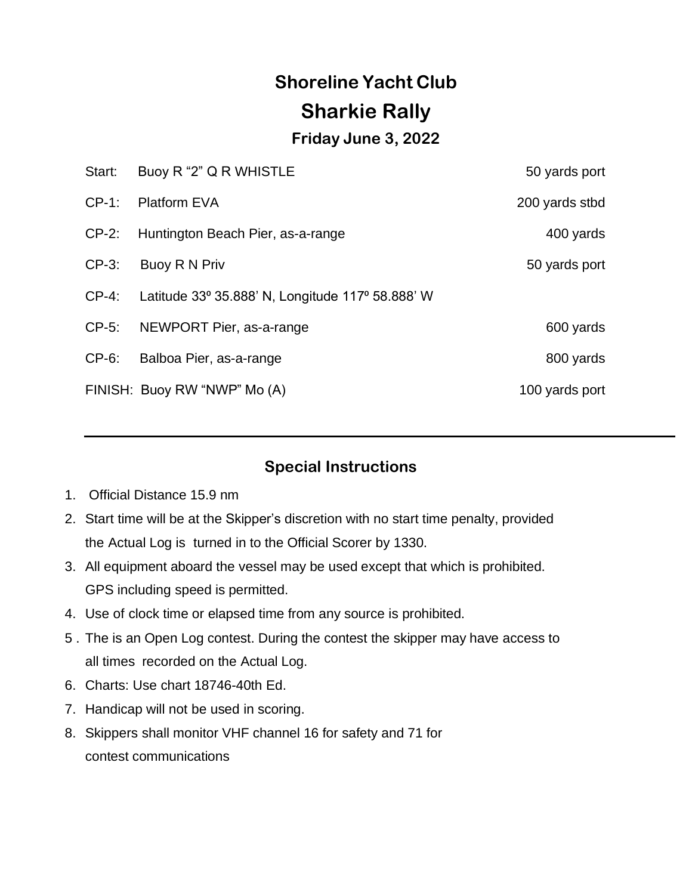# Shoreline Yacht Club

# Sharkie Rally

### Friday June 3, 2022

| | | |
|---|---|---|
| Start: | Buoy R "2" Q R WHISTLE | 50 yards port |
| CP-1: | Platform EVA | 200 yards stbd |
| CP-2: | Huntington Beach Pier, as-a-range | 400 yards |
| CP-3: | Buoy R N Priv | 50 yards port |
| CP-4: | Latitude 33º 35.888' N, Longitude 117º 58.888' W | |
| CP-5: | NEWPORT Pier, as-a-range | 600 yards |
| CP-6: | Balboa Pier, as-a-range | 800 yards |
| FINISH: | Buoy RW "NWP" Mo (A) | 100 yards port |

---

### Special Instructions

1. Official Distance 15.9 nm
2. Start time will be at the Skipper's discretion with no start time penalty, provided the Actual Log is turned in to the Official Scorer by 1330.
3. All equipment aboard the vessel may be used except that which is prohibited. GPS including speed is permitted.
4. Use of clock time or elapsed time from any source is prohibited.
5. The is an Open Log contest. During the contest the skipper may have access to all times recorded on the Actual Log.
6. Charts: Use chart 18746-40th Ed.
7. Handicap will not be used in scoring.
8. Skippers shall monitor VHF channel 16 for safety and 71 for contest communications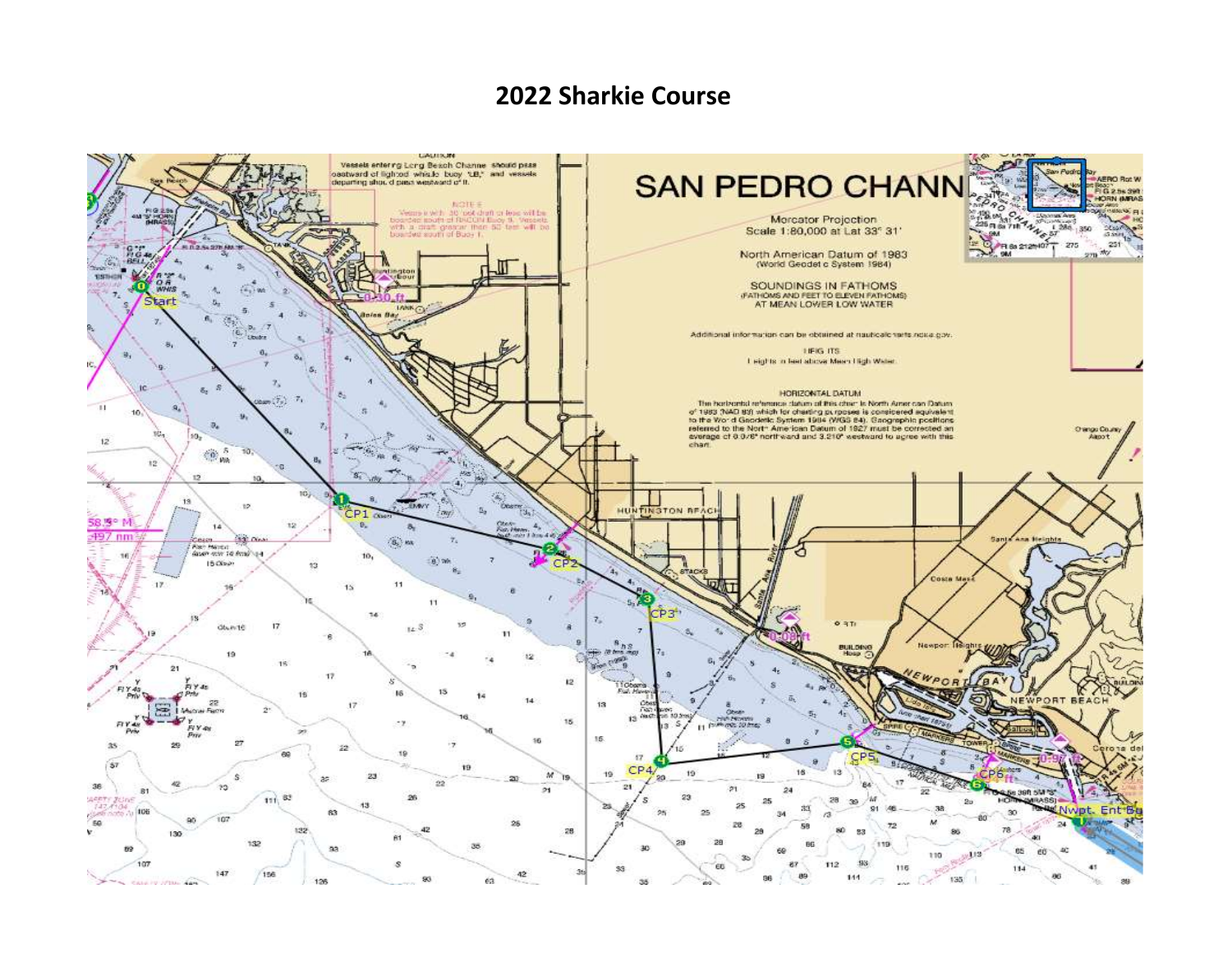# 2022 Sharkie Course

Start

CP1

CP2

CP3

CP4

CP5

CP6

Nwpt. Ent By

SAN PEDRO CHANN

Mercator Projection
Scale 1:80,000 at Lat 33° 31'

North American Datum of 1983
(World Geodetic System 1984)

SOUNDINGS IN FATHOMS
(FATHOMS AND FEET TO ELEVEN FATHOMS)
AT MEAN LOWER LOW WATER

HUNTINGTON BEACH

NEWPORT BAY

NEWPORT BEACH